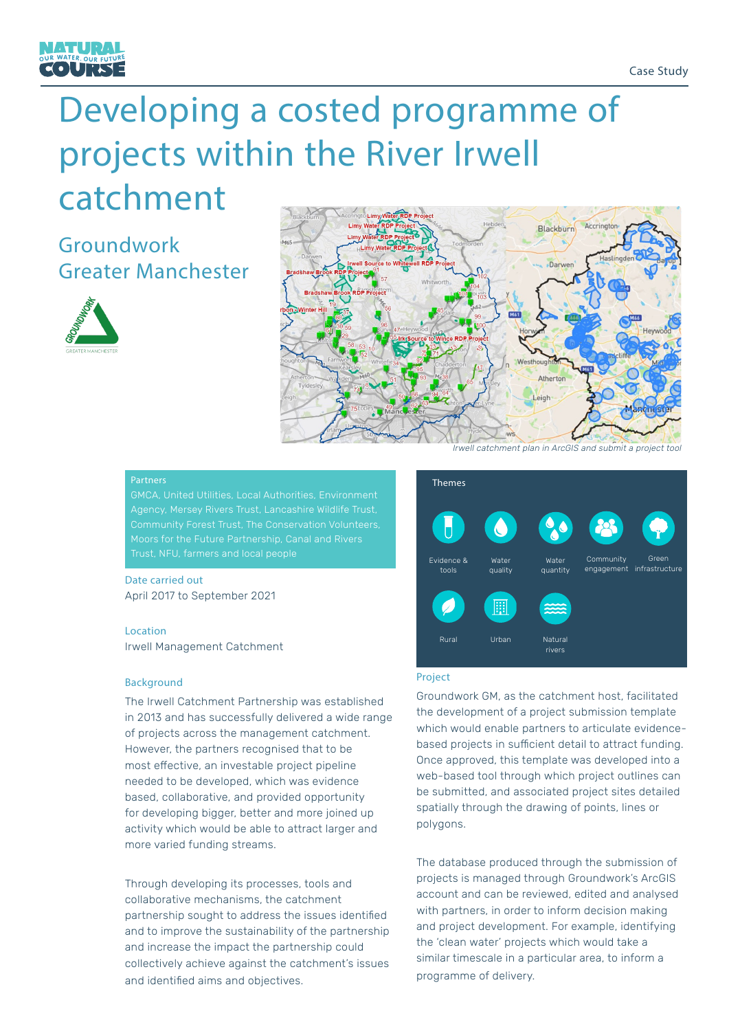Case Study

# Developing a costed programme of projects within the River Irwell catchment

## Groundwork Greater Manchester

*Irwell catchment plan in ArcGIS and submit a project tool*

**Partners**

GMCA, United Utilities, Local Authorities, Environment Agency, Mersey Rivers Trust, Lancashire Wildlife Trust, Community Forest Trust, The Conservation Volunteers, Moors for the Future Partnership, Canal and Rivers Trust, NFU, farmers and local people

**Date carried out**

April 2017 to September 2021

**Location**

Irwell Management Catchment

**Themes**

- Evidence & tools
- Water quality
- Water quantity
- Community engagement
- Green infrastructure
- Rural
- Urban
- Natural rivers

### Background

The Irwell Catchment Partnership was established in 2013 and has successfully delivered a wide range of projects across the management catchment. However, the partners recognised that to be most effective, an investable project pipeline needed to be developed, which was evidence based, collaborative, and provided opportunity for developing bigger, better and more joined up activity which would be able to attract larger and more varied funding streams.

Through developing its processes, tools and collaborative mechanisms, the catchment partnership sought to address the issues identified and to improve the sustainability of the partnership and increase the impact the partnership could collectively achieve against the catchment's issues and identified aims and objectives.

### Project

Groundwork GM, as the catchment host, facilitated the development of a project submission template which would enable partners to articulate evidence-based projects in sufficient detail to attract funding. Once approved, this template was developed into a web-based tool through which project outlines can be submitted, and associated project sites detailed spatially through the drawing of points, lines or polygons.

The database produced through the submission of projects is managed through Groundwork's ArcGIS account and can be reviewed, edited and analysed with partners, in order to inform decision making and project development. For example, identifying the 'clean water' projects which would take a similar timescale in a particular area, to inform a programme of delivery.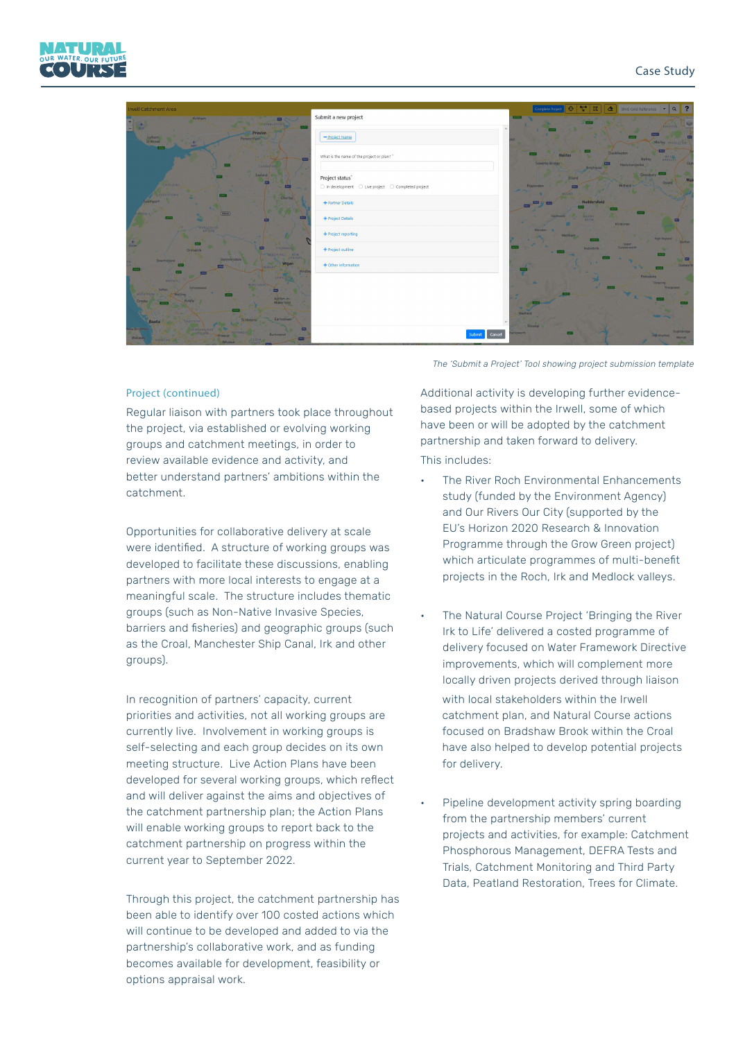*The 'Submit a Project' Tool showing project submission template*

### Project (continued)

Regular liaison with partners took place throughout the project, via established or evolving working groups and catchment meetings, in order to review available evidence and activity, and better understand partners' ambitions within the catchment.

Opportunities for collaborative delivery at scale were identified. A structure of working groups was developed to facilitate these discussions, enabling partners with more local interests to engage at a meaningful scale. The structure includes thematic groups (such as Non-Native Invasive Species, barriers and fisheries) and geographic groups (such as the Croal, Manchester Ship Canal, Irk and other groups).

In recognition of partners' capacity, current priorities and activities, not all working groups are currently live. Involvement in working groups is self-selecting and each group decides on its own meeting structure. Live Action Plans have been developed for several working groups, which reflect and will deliver against the aims and objectives of the catchment partnership plan; the Action Plans will enable working groups to report back to the catchment partnership on progress within the current year to September 2022.

Through this project, the catchment partnership has been able to identify over 100 costed actions which will continue to be developed and added to via the partnership's collaborative work, and as funding becomes available for development, feasibility or options appraisal work.

Additional activity is developing further evidence-based projects within the Irwell, some of which have been or will be adopted by the catchment partnership and taken forward to delivery.

This includes:

- The River Roch Environmental Enhancements study (funded by the Environment Agency) and Our Rivers Our City (supported by the EU's Horizon 2020 Research & Innovation Programme through the Grow Green project) which articulate programmes of multi-benefit projects in the Roch, Irk and Medlock valleys.

- The Natural Course Project 'Bringing the River Irk to Life' delivered a costed programme of delivery focused on Water Framework Directive improvements, which will complement more locally driven projects derived through liaison with local stakeholders within the Irwell catchment plan, and Natural Course actions focused on Bradshaw Brook within the Croal have also helped to develop potential projects for delivery.

- Pipeline development activity spring boarding from the partnership members' current projects and activities, for example: Catchment Phosphorous Management, DEFRA Tests and Trials, Catchment Monitoring and Third Party Data, Peatland Restoration, Trees for Climate.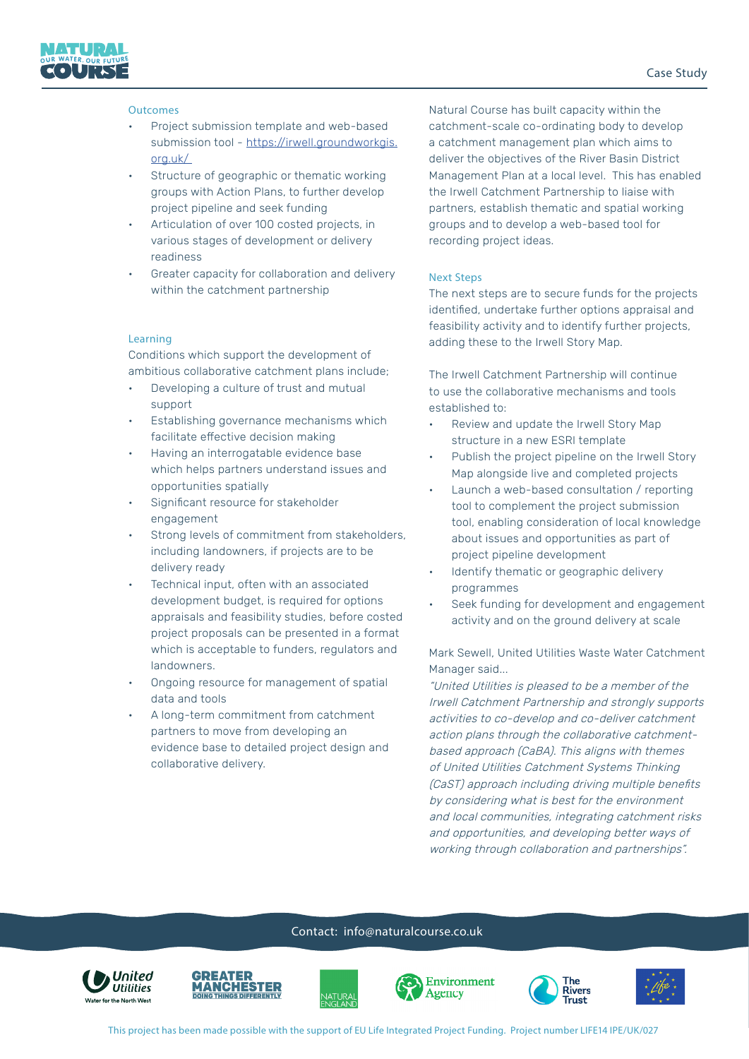### Outcomes

- Project submission template and web-based submission tool - https://irwell.groundworkgis.org.uk/
- Structure of geographic or thematic working groups with Action Plans, to further develop project pipeline and seek funding
- Articulation of over 100 costed projects, in various stages of development or delivery readiness
- Greater capacity for collaboration and delivery within the catchment partnership

### Learning

Conditions which support the development of ambitious collaborative catchment plans include;

- Developing a culture of trust and mutual support
- Establishing governance mechanisms which facilitate effective decision making
- Having an interrogatable evidence base which helps partners understand issues and opportunities spatially
- Significant resource for stakeholder engagement
- Strong levels of commitment from stakeholders, including landowners, if projects are to be delivery ready
- Technical input, often with an associated development budget, is required for options appraisals and feasibility studies, before costed project proposals can be presented in a format which is acceptable to funders, regulators and landowners.
- Ongoing resource for management of spatial data and tools
- A long-term commitment from catchment partners to move from developing an evidence base to detailed project design and collaborative delivery.

Natural Course has built capacity within the catchment-scale co-ordinating body to develop a catchment management plan which aims to deliver the objectives of the River Basin District Management Plan at a local level. This has enabled the Irwell Catchment Partnership to liaise with partners, establish thematic and spatial working groups and to develop a web-based tool for recording project ideas.

### Next Steps

The next steps are to secure funds for the projects identified, undertake further options appraisal and feasibility activity and to identify further projects, adding these to the Irwell Story Map.

The Irwell Catchment Partnership will continue to use the collaborative mechanisms and tools established to:

- Review and update the Irwell Story Map structure in a new ESRI template
- Publish the project pipeline on the Irwell Story Map alongside live and completed projects
- Launch a web-based consultation / reporting tool to complement the project submission tool, enabling consideration of local knowledge about issues and opportunities as part of project pipeline development
- Identify thematic or geographic delivery programmes
- Seek funding for development and engagement activity and on the ground delivery at scale

Mark Sewell, United Utilities Waste Water Catchment Manager said...

*"United Utilities is pleased to be a member of the Irwell Catchment Partnership and strongly supports activities to co-develop and co-deliver catchment action plans through the collaborative catchment-based approach (CaBA). This aligns with themes of United Utilities Catchment Systems Thinking (CaST) approach including driving multiple benefits by considering what is best for the environment and local communities, integrating catchment risks and opportunities, and developing better ways of working through collaboration and partnerships".*

Contact: info@naturalcourse.co.uk

This project has been made possible with the support of EU Life Integrated Project Funding. Project number LIFE14 IPE/UK/027